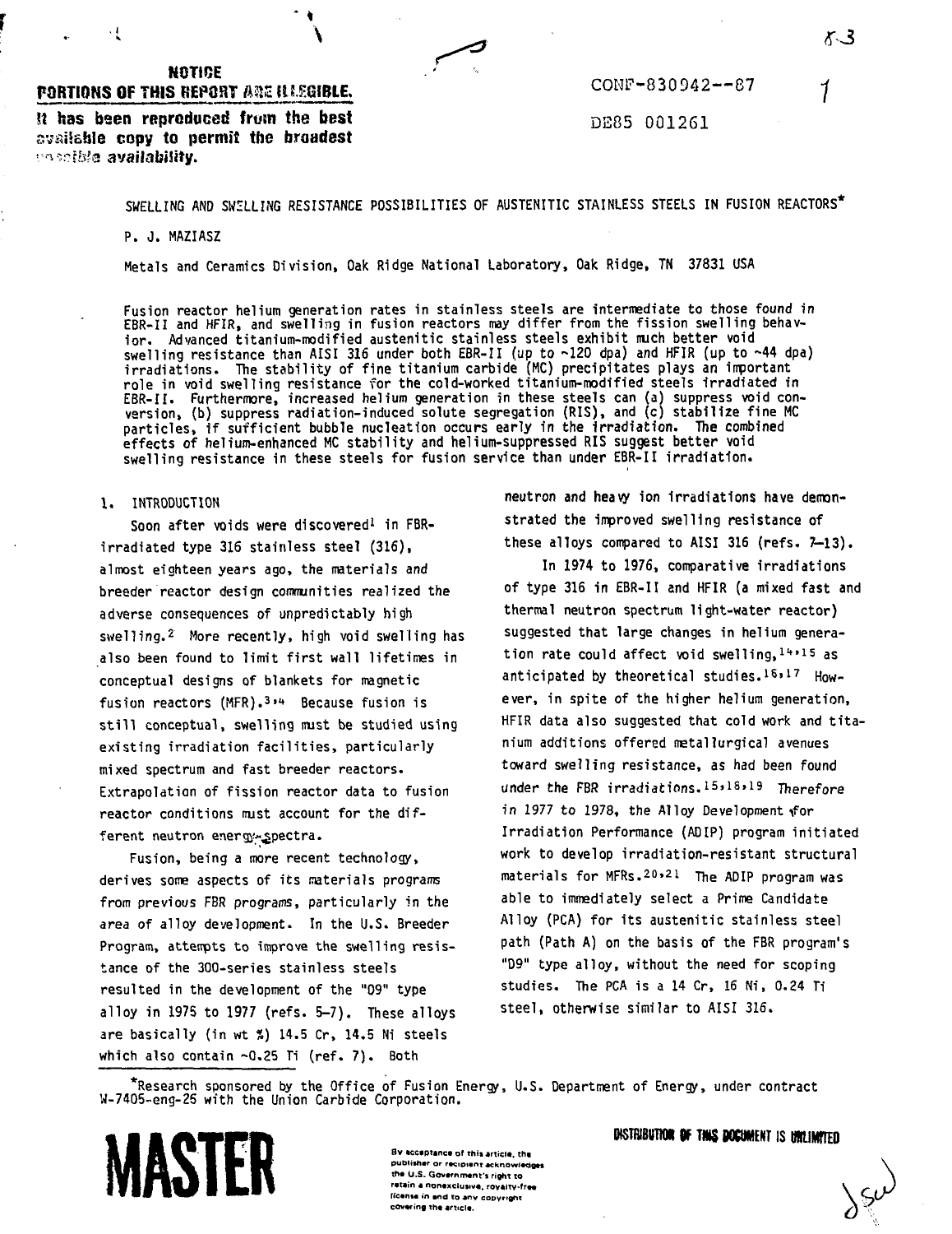NOTICE

PORTIONS OF THIS REPORT ARE ILLEGIBLE.

It has been reproduced from the best available copy to permit the broadest possible availability.

CONF-830942--87

DE85 001261

# SWELLING AND SWELLING RESISTANCE POSSIBILITIES OF AUSTENITIC STAINLESS STEELS IN FUSION REACTORS*

P. J. MAZIASZ

Metals and Ceramics Division, Oak Ridge National Laboratory, Oak Ridge, TN 37831 USA

Fusion reactor helium generation rates in stainless steels are intermediate to those found in EBR-II and HFIR, and swelling in fusion reactors may differ from the fission swelling behavior. Advanced titanium-modified austenitic stainless steels exhibit much better void swelling resistance than AISI 316 under both EBR-II (up to ~120 dpa) and HFIR (up to ~44 dpa) irradiations. The stability of fine titanium carbide (MC) precipitates plays an important role in void swelling resistance for the cold-worked titanium-modified steels irradiated in EBR-II. Furthermore, increased helium generation in these steels can (a) suppress void conversion, (b) suppress radiation-induced solute segregation (RIS), and (c) stabilize fine MC particles, if sufficient bubble nucleation occurs early in the irradiation. The combined effects of helium-enhanced MC stability and helium-suppressed RIS suggest better void swelling resistance in these steels for fusion service than under EBR-II irradiation.

## 1. INTRODUCTION

Soon after voids were discovered[1] in FBR-irradiated type 316 stainless steel (316), almost eighteen years ago, the materials and breeder reactor design communities realized the adverse consequences of unpredictably high swelling.[2] More recently, high void swelling has also been found to limit first wall lifetimes in conceptual designs of blankets for magnetic fusion reactors (MFR).[3,4] Because fusion is still conceptual, swelling must be studied using existing irradiation facilities, particularly mixed spectrum and fast breeder reactors. Extrapolation of fission reactor data to fusion reactor conditions must account for the different neutron energy spectra.

Fusion, being a more recent technology, derives some aspects of its materials programs from previous FBR programs, particularly in the area of alloy development. In the U.S. Breeder Program, attempts to improve the swelling resistance of the 300-series stainless steels resulted in the development of the "D9" type alloy in 1975 to 1977 (refs. 5–7). These alloys are basically (in wt %) 14.5 Cr, 14.5 Ni steels which also contain ~0.25 Ti (ref. 7). Both neutron and heavy ion irradiations have demonstrated the improved swelling resistance of these alloys compared to AISI 316 (refs. 7–13).

In 1974 to 1976, comparative irradiations of type 316 in EBR-II and HFIR (a mixed fast and thermal neutron spectrum light-water reactor) suggested that large changes in helium generation rate could affect void swelling,[14,15] as anticipated by theoretical studies.[16,17] However, in spite of the higher helium generation, HFIR data also suggested that cold work and titanium additions offered metallurgical avenues toward swelling resistance, as had been found under the FBR irradiations.[15,18,19] Therefore in 1977 to 1978, the Alloy Development for Irradiation Performance (ADIP) program initiated work to develop irradiation-resistant structural materials for MFRs.[20,21] The ADIP program was able to immediately select a Prime Candidate Alloy (PCA) for its austenitic stainless steel path (Path A) on the basis of the FBR program's "D9" type alloy, without the need for scoping studies. The PCA is a 14 Cr, 16 Ni, 0.24 Ti steel, otherwise similar to AISI 316.

*Research sponsored by the Office of Fusion Energy, U.S. Department of Energy, under contract W-7405-eng-26 with the Union Carbide Corporation.

MASTER

By acceptance of this article, the publisher or recipient acknowledges the U.S. Government's right to retain a nonexclusive, royalty-free license in and to any copyright covering the article.

DISTRIBUTION OF THIS DOCUMENT IS UNLIMITED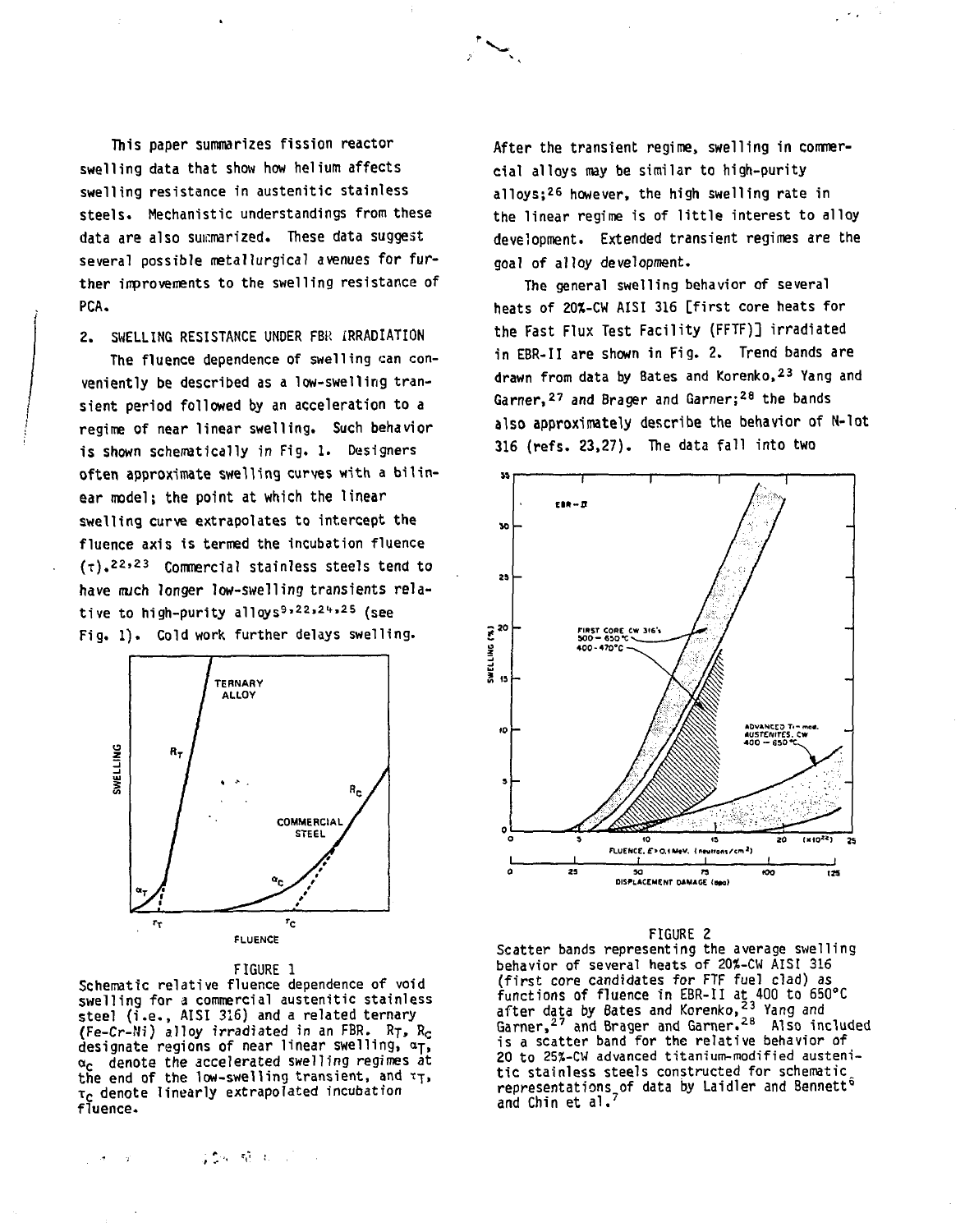This paper summarizes fission reactor swelling data that show how helium affects swelling resistance in austenitic stainless steels. Mechanistic understandings from these data are also summarized. These data suggest several possible metallurgical avenues for further improvements to the swelling resistance of PCA.

## 2. SWELLING RESISTANCE UNDER FBR IRRADIATION

The fluence dependence of swelling can conveniently be described as a low-swelling transient period followed by an acceleration to a regime of near linear swelling. Such behavior is shown schematically in Fig. 1. Designers often approximate swelling curves with a bilinear model; the point at which the linear swelling curve extrapolates to intercept the fluence axis is termed the incubation fluence ($\tau$).[22,23] Commercial stainless steels tend to have much longer low-swelling transients relative to high-purity alloys[9,22,24,25] (see Fig. 1). Cold work further delays swelling.

FIGURE 1
Schematic relative fluence dependence of void swelling for a commercial austenitic stainless steel (i.e., AISI 316) and a related ternary (Fe-Cr-Ni) alloy irradiated in an FBR. $R_T$, $R_C$ designate regions of near linear swelling, $\alpha_T$, $\alpha_C$ denote the accelerated swelling regimes at the end of the low-swelling transient, and $\tau_T$, $\tau_C$ denote linearly extrapolated incubation fluence.

After the transient regime, swelling in commercial alloys may be similar to high-purity alloys;[26] however, the high swelling rate in the linear regime is of little interest to alloy development. Extended transient regimes are the goal of alloy development.

The general swelling behavior of several heats of 20%-CW AISI 316 [first core heats for the Fast Flux Test Facility (FFTF)] irradiated in EBR-II are shown in Fig. 2. Trend bands are drawn from data by Bates and Korenko,[23] Yang and Garner,[27] and Brager and Garner;[28] the bands also approximately describe the behavior of N-lot 316 (refs. 23,27). The data fall into two

FIGURE 2
Scatter bands representing the average swelling behavior of several heats of 20%-CW AISI 316 (first core candidates for FTF fuel clad) as functions of fluence in EBR-II at 400 to 650°C after data by Bates and Korenko,[23] Yang and Garner,[27] and Brager and Garner.[28] Also included is a scatter band for the relative behavior of 20 to 25%-CW advanced titanium-modified austenitic stainless steels constructed for schematic representations of data by Laidler and Bennett[6] and Chin et al.[7]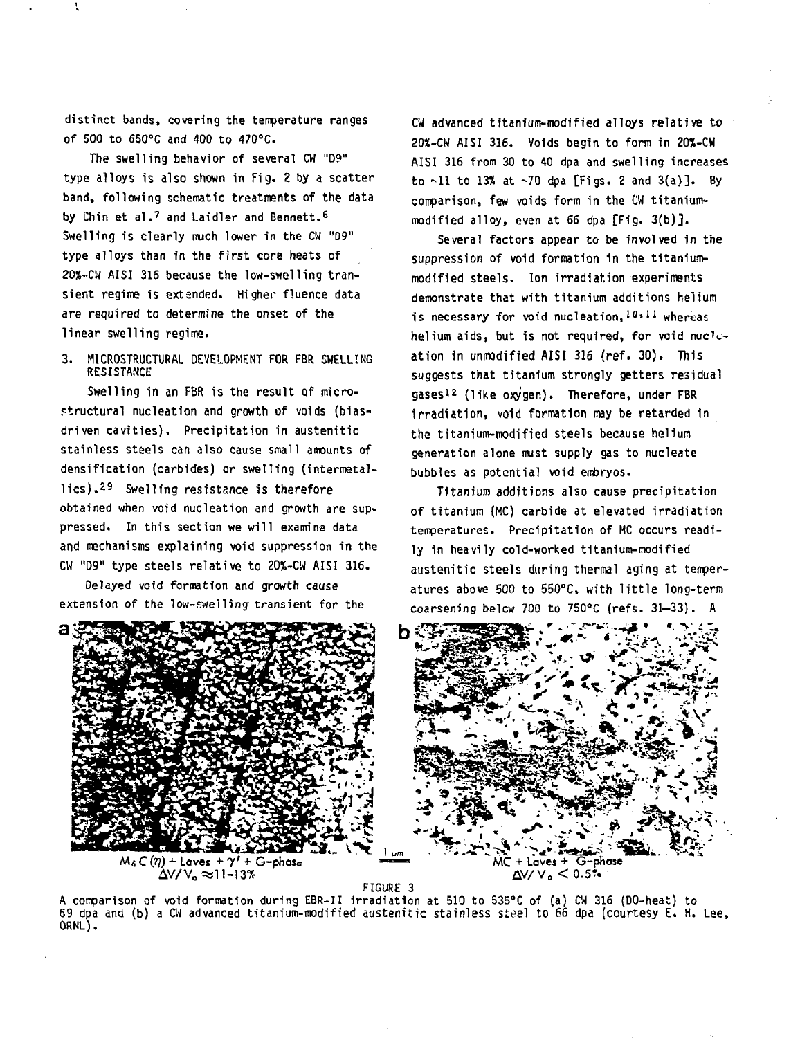distinct bands, covering the temperature ranges of 500 to 650°C and 400 to 470°C.

The swelling behavior of several CW "D9" type alloys is also shown in Fig. 2 by a scatter band, following schematic treatments of the data by Chin et al.[7] and Laidler and Bennett.[6] Swelling is clearly much lower in the CW "D9" type alloys than in the first core heats of 20%-CW AISI 316 because the low-swelling transient regime is extended. Higher fluence data are required to determine the onset of the linear swelling regime.

## 3. MICROSTRUCTURAL DEVELOPMENT FOR FBR SWELLING RESISTANCE

Swelling in an FBR is the result of microstructural nucleation and growth of voids (bias-driven cavities). Precipitation in austenitic stainless steels can also cause small amounts of densification (carbides) or swelling (intermetallics).[29] Swelling resistance is therefore obtained when void nucleation and growth are suppressed. In this section we will examine data and mechanisms explaining void suppression in the CW "D9" type steels relative to 20%-CW AISI 316.

Delayed void formation and growth cause extension of the low-swelling transient for the CW advanced titanium-modified alloys relative to 20%-CW AISI 316. Voids begin to form in 20%-CW AISI 316 from 30 to 40 dpa and swelling increases to ~11 to 13% at ~70 dpa [Figs. 2 and 3(a)]. By comparison, few voids form in the CW titanium-modified alloy, even at 66 dpa [Fig. 3(b)].

Several factors appear to be involved in the suppression of void formation in the titanium-modified steels. Ion irradiation experiments demonstrate that with titanium additions helium is necessary for void nucleation,[10,11] whereas helium aids, but is not required, for void nucleation in unmodified AISI 316 (ref. 30). This suggests that titanium strongly getters residual gases[12] (like oxygen). Therefore, under FBR irradiation, void formation may be retarded in the titanium-modified steels because helium generation alone must supply gas to nucleate bubbles as potential void embryos.

Titanium additions also cause precipitation of titanium (MC) carbide at elevated irradiation temperatures. Precipitation of MC occurs readily in heavily cold-worked titanium-modified austenitic steels during thermal aging at temperatures above 500 to 550°C, with little long-term coarsening below 700 to 750°C (refs. 31–33). A

a: $M_6C$ ($\eta$) + Laves + $\gamma'$ + G-phase, $\Delta V/V_o \approx 11$-13%

b: MC + Laves + G-phase, $\Delta V/V_o < 0.5$%

1 μm

FIGURE 3

A comparison of void formation during EBR-II irradiation at 510 to 535°C of (a) CW 316 (DO-heat) to 69 dpa and (b) a CW advanced titanium-modified austenitic stainless steel to 66 dpa (courtesy E. H. Lee, ORNL).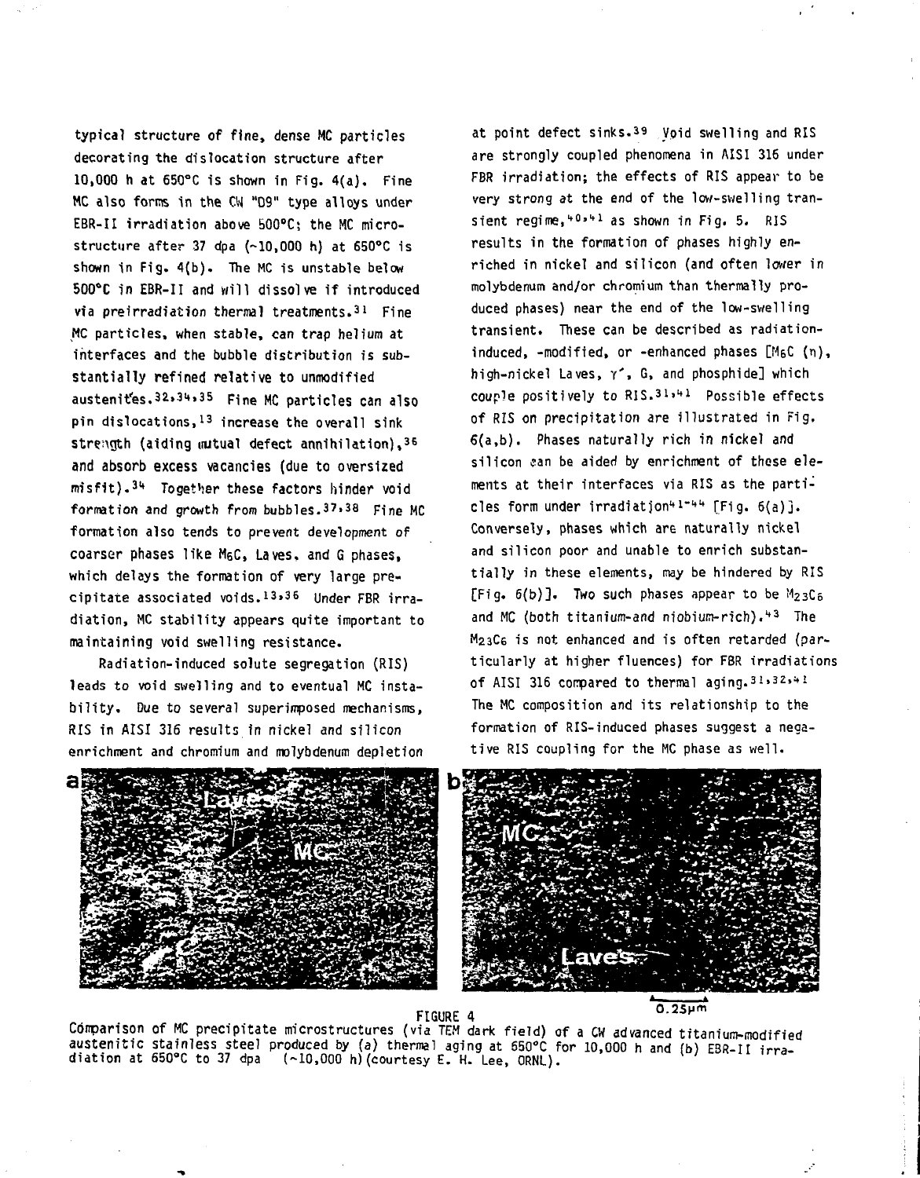typical structure of fine, dense MC particles decorating the dislocation structure after 10,000 h at 650°C is shown in Fig. 4(a). Fine MC also forms in the CW "D9" type alloys under EBR-II irradiation above 500°C; the MC microstructure after 37 dpa (~10,000 h) at 650°C is shown in Fig. 4(b). The MC is unstable below 500°C in EBR-II and will dissolve if introduced via preirradiation thermal treatments.[31] Fine MC particles, when stable, can trap helium at interfaces and the bubble distribution is substantially refined relative to unmodified austenites.[32,34,35] Fine MC particles can also pin dislocations,[13] increase the overall sink strength (aiding mutual defect annihilation),[36] and absorb excess vacancies (due to oversized misfit).[34] Together these factors hinder void formation and growth from bubbles.[37,38] Fine MC formation also tends to prevent development of coarser phases like $M_6C$, Laves, and G phases, which delays the formation of very large precipitate associated voids.[13,36] Under FBR irradiation, MC stability appears quite important to maintaining void swelling resistance.

Radiation-induced solute segregation (RIS) leads to void swelling and to eventual MC instability. Due to several superimposed mechanisms, RIS in AISI 316 results in nickel and silicon enrichment and chromium and molybdenum depletion at point defect sinks.[39] Void swelling and RIS are strongly coupled phenomena in AISI 316 under FBR irradiation; the effects of RIS appear to be very strong at the end of the low-swelling transient regime,[40,41] as shown in Fig. 5. RIS results in the formation of phases highly enriched in nickel and silicon (and often lower in molybdenum and/or chromium than thermally produced phases) near the end of the low-swelling transient. These can be described as radiation-induced, -modified, or -enhanced phases [$M_6C$ (n), high-nickel Laves, $\gamma'$, G, and phosphide] which couple positively to RIS.[31,41] Possible effects of RIS on precipitation are illustrated in Fig. 6(a,b). Phases naturally rich in nickel and silicon can be aided by enrichment of these elements at their interfaces via RIS as the particles form under irradiation[41-44] [Fig. 6(a)]. Conversely, phases which are naturally nickel and silicon poor and unable to enrich substantially in these elements, may be hindered by RIS [Fig. 6(b)]. Two such phases appear to be $M_{23}C_6$ and MC (both titanium-and niobium-rich).[43] The $M_{23}C_6$ is not enhanced and is often retarded (particularly at higher fluences) for FBR irradiations of AISI 316 compared to thermal aging.[31,32,41] The MC composition and its relationship to the formation of RIS-induced phases suggest a negative RIS coupling for the MC phase as well.

FIGURE 4

Comparison of MC precipitate microstructures (via TEM dark field) of a CW advanced titanium-modified austenitic stainless steel produced by (a) thermal aging at 650°C for 10,000 h and (b) EBR-II irradiation at 650°C to 37 dpa (~10,000 h) (courtesy E. H. Lee, ORNL).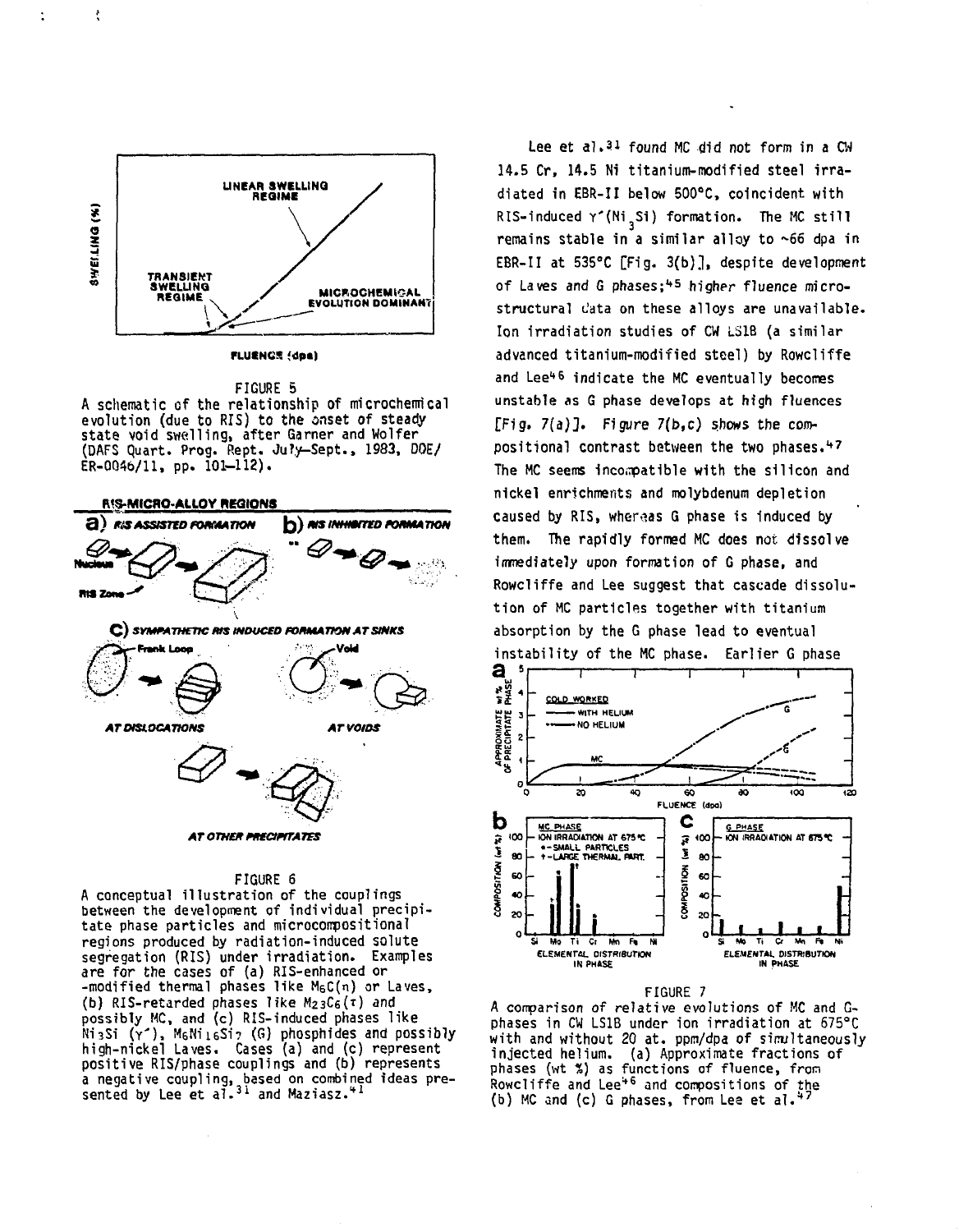FIGURE 5
A schematic of the relationship of microchemical evolution (due to RIS) to the onset of steady state void swelling, after Garner and Wolfer (DAFS Quart. Prog. Rept. July–Sept., 1983, DOE/ER-0046/11, pp. 101–112).

FIGURE 6
A conceptual illustration of the couplings between the development of individual precipitate phase particles and microcompositional regions produced by radiation-induced solute segregation (RIS) under irradiation. Examples are for the cases of (a) RIS-enhanced or -modified thermal phases like $M_6C(\eta)$ or Laves, (b) RIS-retarded phases like $M_{23}C_6(\tau)$ and possibly MC, and (c) RIS-induced phases like $Ni_3Si$ ($\gamma'$), $M_6Ni_{16}Si_7$ (G) phosphides and possibly high-nickel Laves. Cases (a) and (c) represent positive RIS/phase couplings and (b) represents a negative coupling, based on combined ideas presented by Lee et al.[31] and Maziasz.[41]

Lee et al.[31] found MC did not form in a CW 14.5 Cr, 14.5 Ni titanium-modified steel irradiated in EBR-II below 500°C, coincident with RIS-induced $\gamma'(Ni_3Si)$ formation. The MC still remains stable in a similar alloy to ~66 dpa in EBR-II at 535°C [Fig. 3(b)], despite development of Laves and G phases;[45] higher fluence microstructural data on these alloys are unavailable. Ion irradiation studies of CW LS1B (a similar advanced titanium-modified steel) by Rowcliffe and Lee[46] indicate the MC eventually becomes unstable as G phase develops at high fluences [Fig. 7(a)]. Figure 7(b,c) shows the compositional contrast between the two phases.[47] The MC seems incompatible with the silicon and nickel enrichments and molybdenum depletion caused by RIS, whereas G phase is induced by them. The rapidly formed MC does not dissolve immediately upon formation of G phase, and Rowcliffe and Lee suggest that cascade dissolution of MC particles together with titanium absorption by the G phase lead to eventual instability of the MC phase. Earlier G phase

FIGURE 7
A comparison of relative evolutions of MC and G-phases in CW LS1B under ion irradiation at 675°C with and without 20 at. ppm/dpa of simultaneously injected helium. (a) Approximate fractions of phases (wt %) as functions of fluence, from Rowcliffe and Lee[46] and compositions of the (b) MC and (c) G phases, from Lee et al.[47]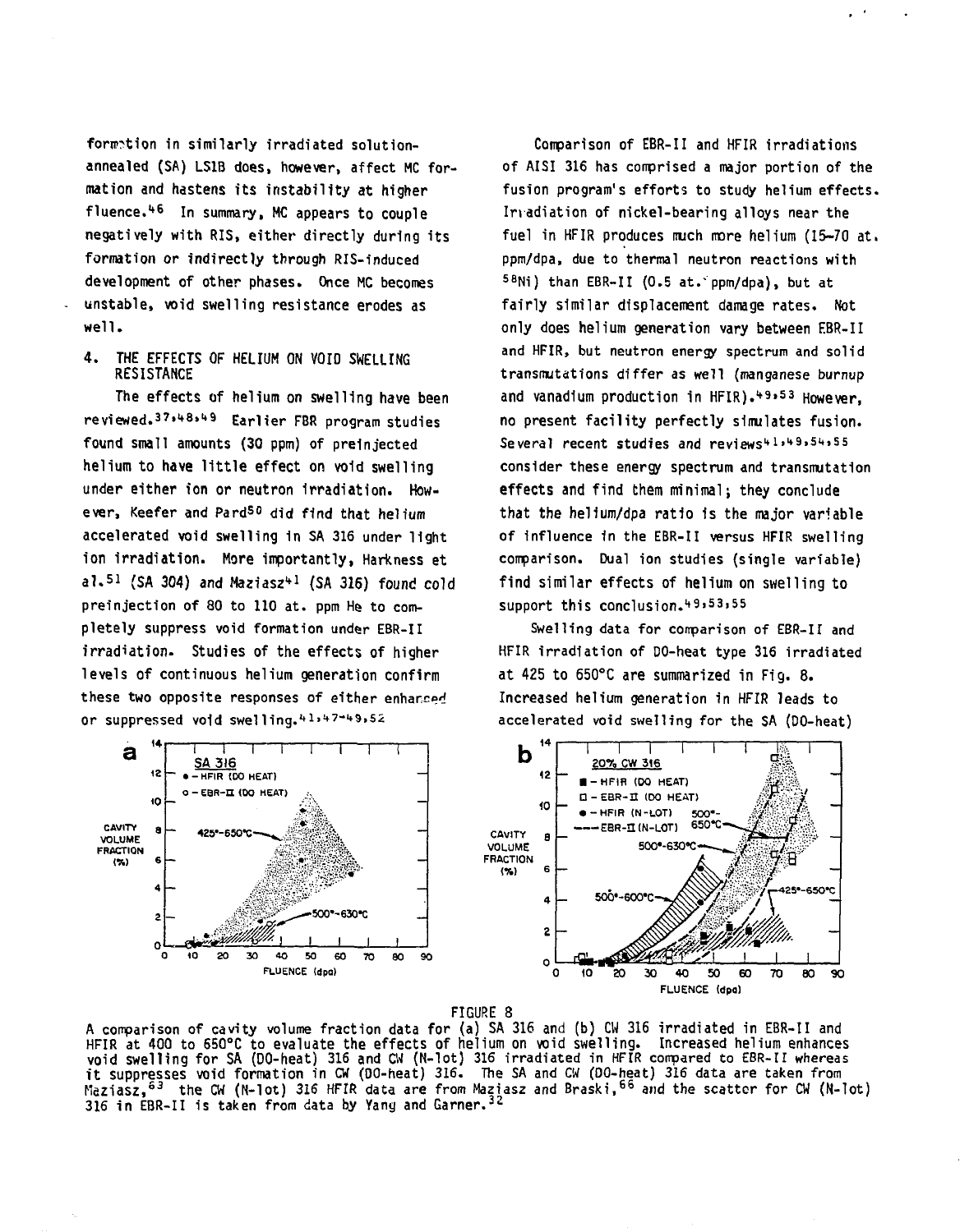formation in similarly irradiated solution-annealed (SA) LS1B does, however, affect MC formation and hastens its instability at higher fluence.[46] In summary, MC appears to couple negatively with RIS, either directly during its formation or indirectly through RIS-induced development of other phases. Once MC becomes unstable, void swelling resistance erodes as well.

## 4. THE EFFECTS OF HELIUM ON VOID SWELLING RESISTANCE

The effects of helium on swelling have been reviewed.[37,48,49] Earlier FBR program studies found small amounts (30 ppm) of preinjected helium to have little effect on void swelling under either ion or neutron irradiation. However, Keefer and Pard[50] did find that helium accelerated void swelling in SA 316 under light ion irradiation. More importantly, Harkness et al.[51] (SA 304) and Maziasz[41] (SA 316) found cold preinjection of 80 to 110 at. ppm He to completely suppress void formation under EBR-II irradiation. Studies of the effects of higher levels of continuous helium generation confirm these two opposite responses of either enhanced or suppressed void swelling.[41,47-49,52]

Comparison of EBR-II and HFIR irradiations of AISI 316 has comprised a major portion of the fusion program's efforts to study helium effects. Irradiation of nickel-bearing alloys near the fuel in HFIR produces much more helium (15–70 at. ppm/dpa, due to thermal neutron reactions with $^{58}Ni$) than EBR-II (0.5 at. ppm/dpa), but at fairly similar displacement damage rates. Not only does helium generation vary between EBR-II and HFIR, but neutron energy spectrum and solid transmutations differ as well (manganese burnup and vanadium production in HFIR).[49,53] However, no present facility perfectly simulates fusion. Several recent studies and reviews[41,49,54,55] consider these energy spectrum and transmutation effects and find them minimal; they conclude that the helium/dpa ratio is the major variable of influence in the EBR-II versus HFIR swelling comparison. Dual ion studies (single variable) find similar effects of helium on swelling to support this conclusion.[49,53,55]

Swelling data for comparison of EBR-II and HFIR irradiation of DO-heat type 316 irradiated at 425 to 650°C are summarized in Fig. 8. Increased helium generation in HFIR leads to accelerated void swelling for the SA (DO-heat)

FIGURE 8
A comparison of cavity volume fraction data for (a) SA 316 and (b) CW 316 irradiated in EBR-II and HFIR at 400 to 650°C to evaluate the effects of helium on void swelling. Increased helium enhances void swelling for SA (DO-heat) 316 and CW (N-lot) 316 irradiated in HFIR compared to EBR-II whereas it suppresses void formation in CW (DO-heat) 316. The SA and CW (DO-heat) 316 data are taken from Maziasz,[63] the CW (N-lot) 316 HFIR data are from Maziasz and Braski,[66] and the scatter for CW (N-lot) 316 in EBR-II is taken from data by Yang and Garner.[32]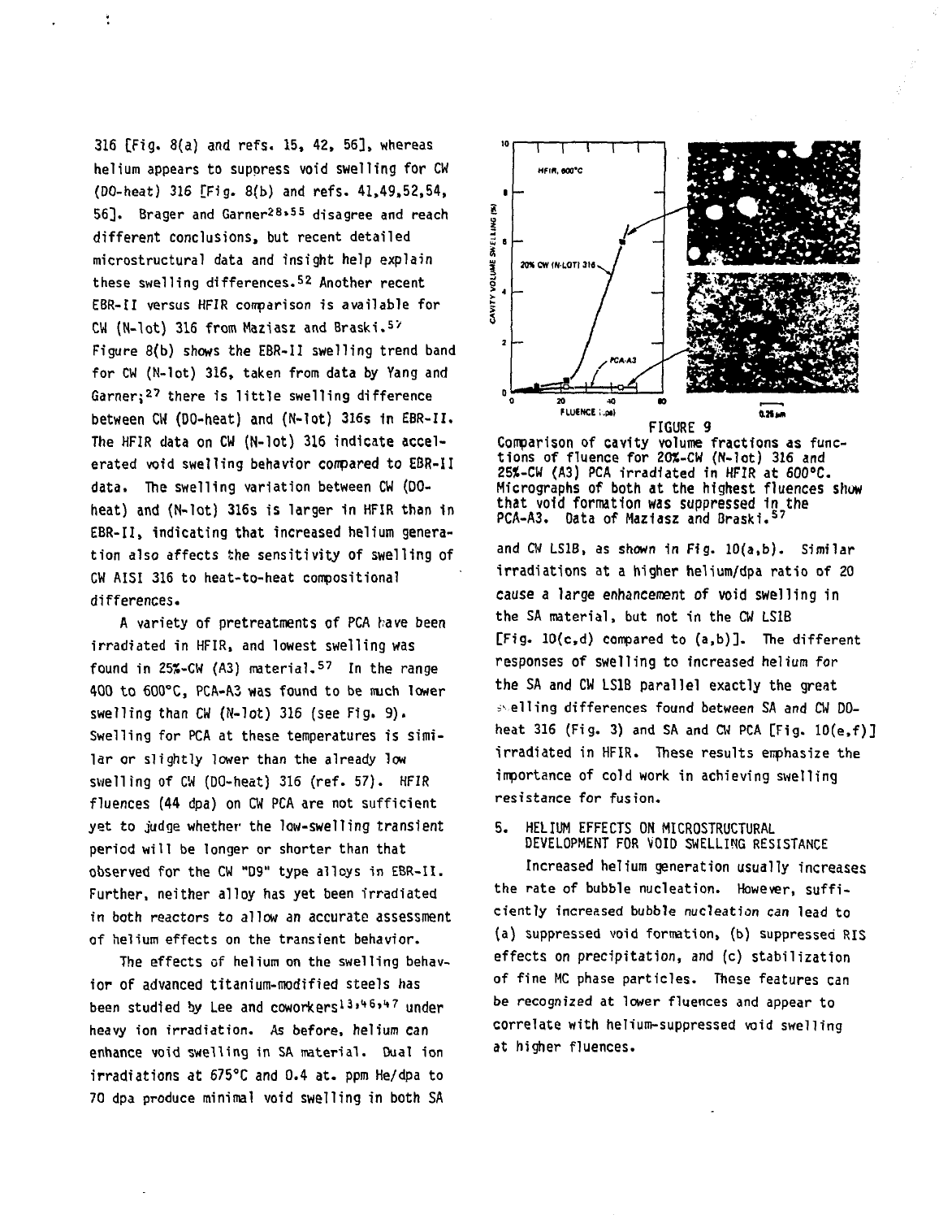316 [Fig. 8(a) and refs. 15, 42, 56], whereas helium appears to suppress void swelling for CW (DO-heat) 316 [Fig. 8(b) and refs. 41,49,52,54, 56]. Brager and Garner[28,55] disagree and reach different conclusions, but recent detailed microstructural data and insight help explain these swelling differences.[52] Another recent EBR-II versus HFIR comparison is available for CW (N-lot) 316 from Maziasz and Braski.[57] Figure 8(b) shows the EBR-II swelling trend band for CW (N-lot) 316, taken from data by Yang and Garner;[27] there is little swelling difference between CW (DO-heat) and (N-lot) 316s in EBR-II. The HFIR data on CW (N-lot) 316 indicate accelerated void swelling behavior compared to EBR-II data. The swelling variation between CW (DO-heat) and (N-lot) 316s is larger in HFIR than in EBR-II, indicating that increased helium generation also affects the sensitivity of swelling of CW AISI 316 to heat-to-heat compositional differences.

A variety of pretreatments of PCA have been irradiated in HFIR, and lowest swelling was found in 25%-CW (A3) material.[57] In the range 400 to 600°C, PCA-A3 was found to be much lower swelling than CW (N-lot) 316 (see Fig. 9). Swelling for PCA at these temperatures is similar or slightly lower than the already low swelling of CW (DO-heat) 316 (ref. 57). HFIR fluences (44 dpa) on CW PCA are not sufficient yet to judge whether the low-swelling transient period will be longer or shorter than that observed for the CW "D9" type alloys in EBR-II. Further, neither alloy has yet been irradiated in both reactors to allow an accurate assessment of helium effects on the transient behavior.

The effects of helium on the swelling behavior of advanced titanium-modified steels has been studied by Lee and coworkers[13,46,47] under heavy ion irradiation. As before, helium can enhance void swelling in SA material. Dual ion irradiations at 675°C and 0.4 at. ppm He/dpa to 70 dpa produce minimal void swelling in both SA

FIGURE 9
Comparison of cavity volume fractions as functions of fluence for 20%-CW (N-lot) 316 and 25%-CW (A3) PCA irradiated in HFIR at 600°C. Micrographs of both at the highest fluences show that void formation was suppressed in the PCA-A3. Data of Maziasz and Braski.[57]

and CW LS1B, as shown in Fig. 10(a,b). Similar irradiations at a higher helium/dpa ratio of 20 cause a large enhancement of void swelling in the SA material, but not in the CW LS1B [Fig. 10(c,d) compared to (a,b)]. The different responses of swelling to increased helium for the SA and CW LS1B parallel exactly the great swelling differences found between SA and CW DO-heat 316 (Fig. 3) and SA and CW PCA [Fig. 10(e,f)] irradiated in HFIR. These results emphasize the importance of cold work in achieving swelling resistance for fusion.

## 5. HELIUM EFFECTS ON MICROSTRUCTURAL DEVELOPMENT FOR VOID SWELLING RESISTANCE

Increased helium generation usually increases the rate of bubble nucleation. However, sufficiently increased bubble nucleation can lead to (a) suppressed void formation, (b) suppressed RIS effects on precipitation, and (c) stabilization of fine MC phase particles. These features can be recognized at lower fluences and appear to correlate with helium-suppressed void swelling at higher fluences.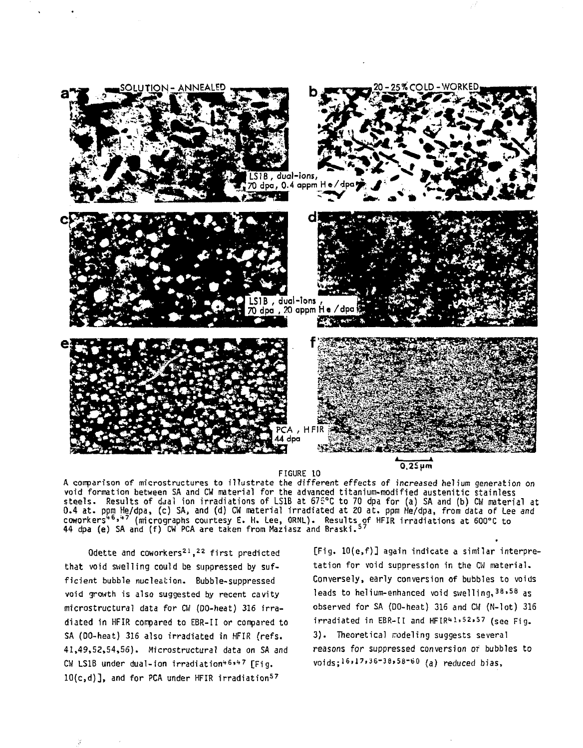FIGURE 10

A comparison of microstructures to illustrate the different effects of increased helium generation on void formation between SA and CW material for the advanced titanium-modified austenitic stainless steels. Results of dual ion irradiations of LS1B at 675°C to 70 dpa for (a) SA and (b) CW material at 0.4 at. ppm He/dpa, (c) SA, and (d) CW material irradiated at 20 at. ppm He/dpa, from data of Lee and coworkers[46,47] (micrographs courtesy E. H. Lee, ORNL). Results of HFIR irradiations at 600°C to 44 dpa (e) SA and (f) CW PCA are taken from Maziasz and Braski.[57]

Odette and coworkers[21,22] first predicted that void swelling could be suppressed by sufficient bubble nucleation. Bubble-suppressed void growth is also suggested by recent cavity microstructural data for CW (DO-heat) 316 irradiated in HFIR compared to EBR-II or compared to SA (DO-heat) 316 also irradiated in HFIR (refs. 41,49,52,54,56). Microstructural data on SA and CW LS1B under dual-ion irradiation[46,47] [Fig. 10(c,d)], and for PCA under HFIR irradiation[57] [Fig. 10(e,f)] again indicate a similar interpretation for void suppression in the CW material. Conversely, early conversion of bubbles to voids leads to helium-enhanced void swelling,[38,58] as observed for SA (DO-heat) 316 and CW (N-lot) 316 irradiated in EBR-II and HFIR[41,52,57] (see Fig. 3). Theoretical modeling suggests several reasons for suppressed conversion of bubbles to voids;[16,17,36-38,58-60] (a) reduced bias,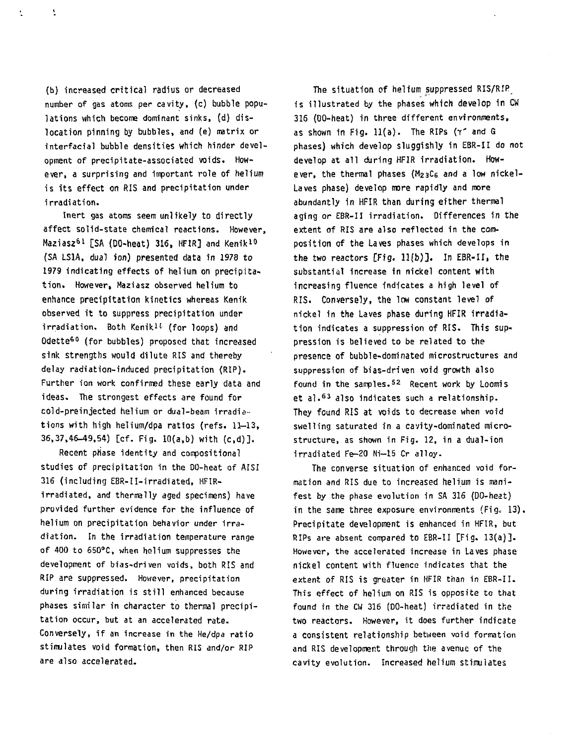(b) increased critical radius or decreased number of gas atoms per cavity, (c) bubble populations which become dominant sinks, (d) dislocation pinning by bubbles, and (e) matrix or interfacial bubble densities which hinder development of precipitate-associated voids. However, a surprising and important role of helium is its effect on RIS and precipitation under irradiation.

Inert gas atoms seem unlikely to directly affect solid-state chemical reactions. However, Maziasz[61] [SA (DO-heat) 316, HFIR] and Kenik[10] (SA LS1A, dual ion) presented data in 1978 to 1979 indicating effects of helium on precipitation. However, Maziasz observed helium to enhance precipitation kinetics whereas Kenik observed it to suppress precipitation under irradiation. Both Kenik[11] (for loops) and Odette[60] (for bubbles) proposed that increased sink strengths would dilute RIS and thereby delay radiation-induced precipitation (RIP). Further ion work confirmed these early data and ideas. The strongest effects are found for cold-preinjected helium or dual-beam irradiations with high helium/dpa ratios (refs. 11–13, 36,37,46–49,54) [cf. Fig. 10(a,b) with (c,d)].

Recent phase identity and compositional studies of precipitation in the DO-heat of AISI 316 (including EBR-II-irradiated, HFIR-irradiated, and thermally aged specimens) have provided further evidence for the influence of helium on precipitation behavior under irradiation. In the irradiation temperature range of 400 to 650°C, when helium suppresses the development of bias-driven voids, both RIS and RIP are suppressed. However, precipitation during irradiation is still enhanced because phases similar in character to thermal precipitation occur, but at an accelerated rate. Conversely, if an increase in the He/dpa ratio stimulates void formation, then RIS and/or RIP are also accelerated.

The situation of helium suppressed RIS/RIP is illustrated by the phases which develop in CW 316 (DO-heat) in three different environments, as shown in Fig. 11(a). The RIPs ($\gamma'$ and G phases) which develop sluggishly in EBR-II do not develop at all during HFIR irradiation. However, the thermal phases ($M_{23}C_6$ and a low nickel-Laves phase) develop more rapidly and more abundantly in HFIR than during either thermal aging or EBR-II irradiation. Differences in the extent of RIS are also reflected in the composition of the Laves phases which develops in the two reactors [Fig. 11(b)]. In EBR-II, the substantial increase in nickel content with increasing fluence indicates a high level of RIS. Conversely, the low constant level of nickel in the Laves phase during HFIR irradiation indicates a suppression of RIS. This suppression is believed to be related to the presence of bubble-dominated microstructures and suppression of bias-driven void growth also found in the samples.[52] Recent work by Loomis et al.[63] also indicates such a relationship. They found RIS at voids to decrease when void swelling saturated in a cavity-dominated microstructure, as shown in Fig. 12, in a dual-ion irradiated Fe–20 Ni–15 Cr alloy.

The converse situation of enhanced void formation and RIS due to increased helium is manifest by the phase evolution in SA 316 (DO-heat) in the same three exposure environments (Fig. 13). Precipitate development is enhanced in HFIR, but RIPs are absent compared to EBR-II [Fig. 13(a)]. However, the accelerated increase in Laves phase nickel content with fluence indicates that the extent of RIS is greater in HFIR than in EBR-II. This effect of helium on RIS is opposite to that found in the CW 316 (DO-heat) irradiated in the two reactors. However, it does further indicate a consistent relationship between void formation and RIS development through the avenue of the cavity evolution. Increased helium stimulates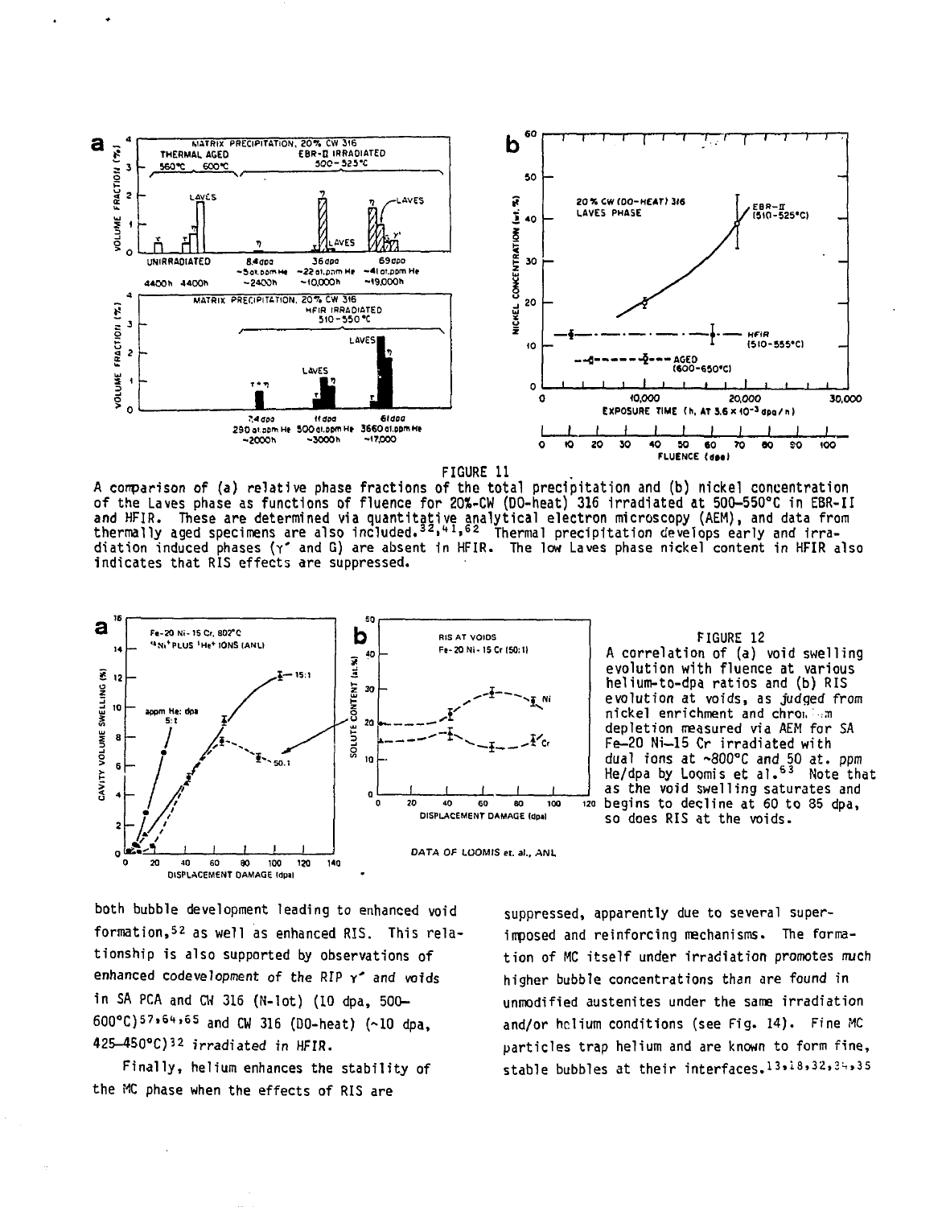FIGURE 11

A comparison of (a) relative phase fractions of the total precipitation and (b) nickel concentration of the Laves phase as functions of fluence for 20%-CW (DO-heat) 316 irradiated at 500–550°C in EBR-II and HFIR. These are determined via quantitative analytical electron microscopy (AEM), and data from thermally aged specimens are also included.[32,41,62] Thermal precipitation develops early and irradiation induced phases (γ′ and G) are absent in HFIR. The low Laves phase nickel content in HFIR also indicates that RIS effects are suppressed.

FIGURE 12

A correlation of (a) void swelling evolution with fluence at various helium-to-dpa ratios and (b) RIS evolution at voids, as judged from nickel enrichment and chromium depletion measured via AEM for SA Fe–20 Ni–15 Cr irradiated with dual ions at ~800°C and 50 at. ppm He/dpa by Loomis et al.[63] Note that as the void swelling saturates and begins to decline at 60 to 85 dpa, so does RIS at the voids.

both bubble development leading to enhanced void formation,[52] as well as enhanced RIS. This relationship is also supported by observations of enhanced codevelopment of the RIP γ′ and voids in SA PCA and CW 316 (N-lot) (10 dpa, 500–600°C)[57,64,65] and CW 316 (DO-heat) (~10 dpa, 425–450°C)[32] irradiated in HFIR.

Finally, helium enhances the stability of the MC phase when the effects of RIS are suppressed, apparently due to several superimposed and reinforcing mechanisms. The formation of MC itself under irradiation promotes much higher bubble concentrations than are found in unmodified austenites under the same irradiation and/or helium conditions (see Fig. 14). Fine MC particles trap helium and are known to form fine, stable bubbles at their interfaces.[13,18,32,34,35]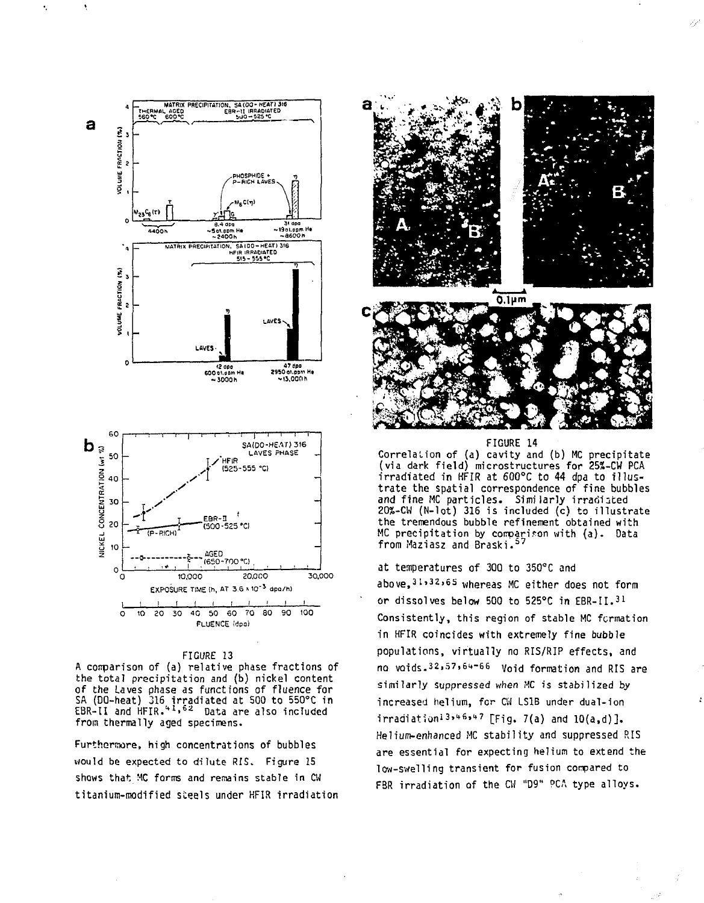FIGURE 13
A comparison of (a) relative phase fractions of the total precipitation and (b) nickel content of the Laves phase as functions of fluence for SA (DO-heat) 316 irradiated at 500 to 550°C in EBR-II and HFIR.[41,62] Data are also included from thermally aged specimens.

Furthermore, high concentrations of bubbles would be expected to dilute RIS. Figure 15 shows that MC forms and remains stable in CW titanium-modified steels under HFIR irradiation

FIGURE 14
Correlation of (a) cavity and (b) MC precipitate (via dark field) microstructures for 25%-CW PCA irradiated in HFIR at 600°C to 44 dpa to illustrate the spatial correspondence of fine bubbles and fine MC particles. Similarly irradiated 20%-CW (N-lot) 316 is included (c) to illustrate the tremendous bubble refinement obtained with MC precipitation by comparison with (a). Data from Maziasz and Braski.[57]

at temperatures of 300 to 350°C and above,[31,32,65] whereas MC either does not form or dissolves below 500 to 525°C in EBR-II.[31] Consistently, this region of stable MC formation in HFIR coincides with extremely fine bubble populations, virtually no RIS/RIP effects, and no voids.[32,57,64-66] Void formation and RIS are similarly suppressed when MC is stabilized by increased helium, for CW LS1B under dual-ion irradiation[13,46,47] [Fig. 7(a) and 10(a,d)]. Helium-enhanced MC stability and suppressed RIS are essential for expecting helium to extend the low-swelling transient for fusion compared to FBR irradiation of the CW "D9" PCA type alloys.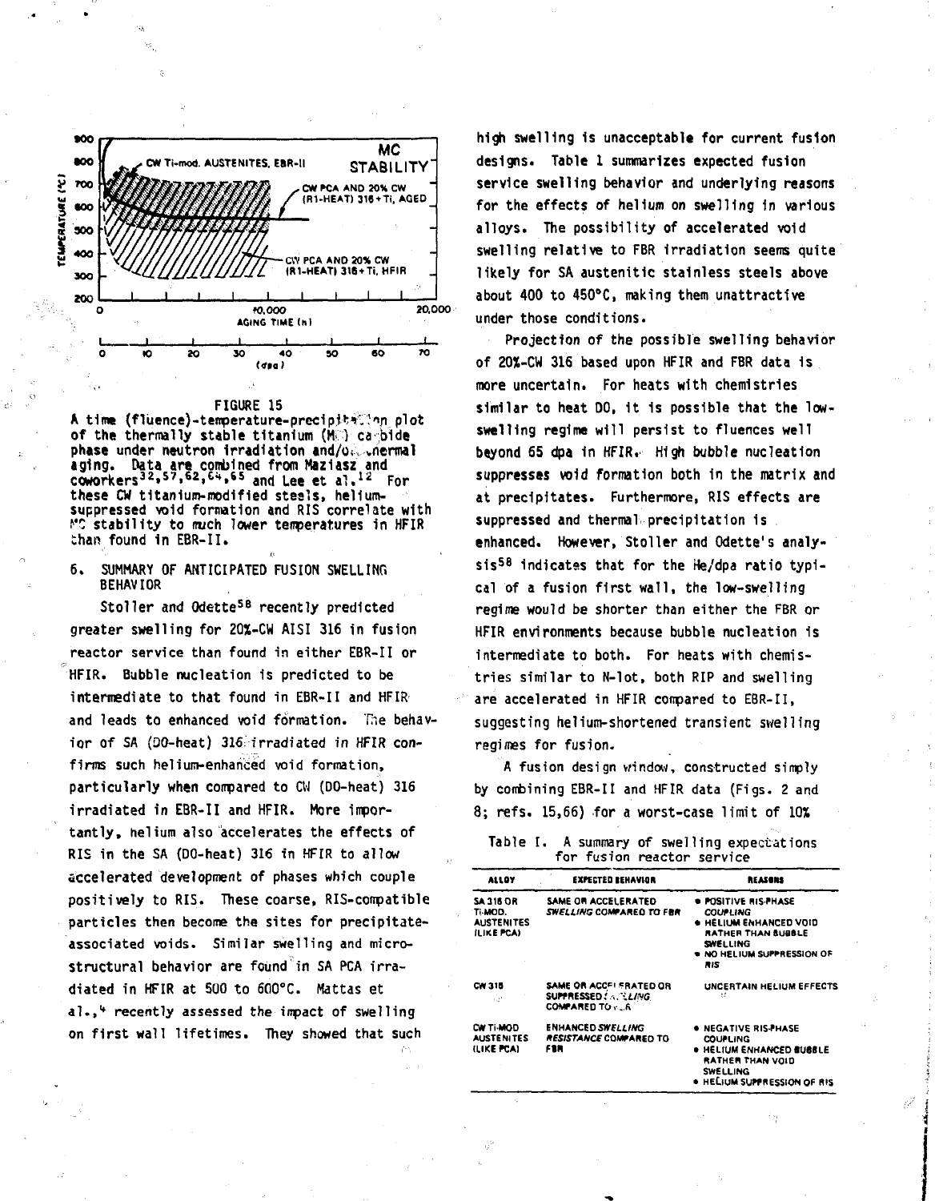FIGURE 15
A time (fluence)-temperature-precipitation plot of the thermally stable titanium (MC) carbide phase under neutron irradiation and/or thermal aging. Data are combined from Maziasz and coworkers[32,57,62,64,65] and Lee et al.[12] For these CW titanium-modified steels, helium-suppressed void formation and RIS correlate with MC stability to much lower temperatures in HFIR than found in EBR-II.

## 6. SUMMARY OF ANTICIPATED FUSION SWELLING BEHAVIOR

Stoller and Odette[58] recently predicted greater swelling for 20%-CW AISI 316 in fusion reactor service than found in either EBR-II or HFIR. Bubble nucleation is predicted to be intermediate to that found in EBR-II and HFIR and leads to enhanced void formation. The behavior of SA (DO-heat) 316 irradiated in HFIR confirms such helium-enhanced void formation, particularly when compared to CW (DO-heat) 316 irradiated in EBR-II and HFIR. More importantly, helium also accelerates the effects of RIS in the SA (DO-heat) 316 in HFIR to allow accelerated development of phases which couple positively to RIS. These coarse, RIS-compatible particles then become the sites for precipitate-associated voids. Similar swelling and microstructural behavior are found in SA PCA irradiated in HFIR at 500 to 600°C. Mattas et al.,[4] recently assessed the impact of swelling on first wall lifetimes. They showed that such high swelling is unacceptable for current fusion designs. Table 1 summarizes expected fusion service swelling behavior and underlying reasons for the effects of helium on swelling in various alloys. The possibility of accelerated void swelling relative to FBR irradiation seems quite likely for SA austenitic stainless steels above about 400 to 450°C, making them unattractive under those conditions.

Projection of the possible swelling behavior of 20%-CW 316 based upon HFIR and FBR data is more uncertain. For heats with chemistries similar to heat DO, it is possible that the low-swelling regime will persist to fluences well beyond 65 dpa in HFIR. High bubble nucleation suppresses void formation both in the matrix and at precipitates. Furthermore, RIS effects are suppressed and thermal precipitation is enhanced. However, Stoller and Odette's analysis[58] indicates that for the He/dpa ratio typical of a fusion first wall, the low-swelling regime would be shorter than either the FBR or HFIR environments because bubble nucleation is intermediate to both. For heats with chemistries similar to N-lot, both RIP and swelling are accelerated in HFIR compared to EBR-II, suggesting helium-shortened transient swelling regimes for fusion.

A fusion design window, constructed simply by combining EBR-II and HFIR data (Figs. 2 and 8; refs. 15,66) for a worst-case limit of 10%

Table I. A summary of swelling expectations for fusion reactor service

| ALLOY | EXPECTED BEHAVIOR | REASONS |
|---|---|---|
| SA 316 OR Ti-MOD. AUSTENITES (LIKE PCA) | SAME OR ACCELERATED *SWELLING* COMPARED TO FBR | • POSITIVE RIS-PHASE COUPLING<br>• HELIUM ENHANCED VOID RATHER THAN BUBBLE SWELLING<br>• NO HELIUM SUPPRESSION OF RIS |
| CW 316 | SAME OR ACCELERATED OR SUPPRESSED *SWELLING* COMPARED TO FBR | UNCERTAIN HELIUM EFFECTS |
| CW Ti-MOD AUSTENITES (LIKE PCA) | ENHANCED *SWELLING RESISTANCE* COMPARED TO FBR | • NEGATIVE RIS-PHASE COUPLING<br>• HELIUM ENHANCED BUBBLE RATHER THAN VOID SWELLING<br>• HELIUM SUPPRESSION OF RIS |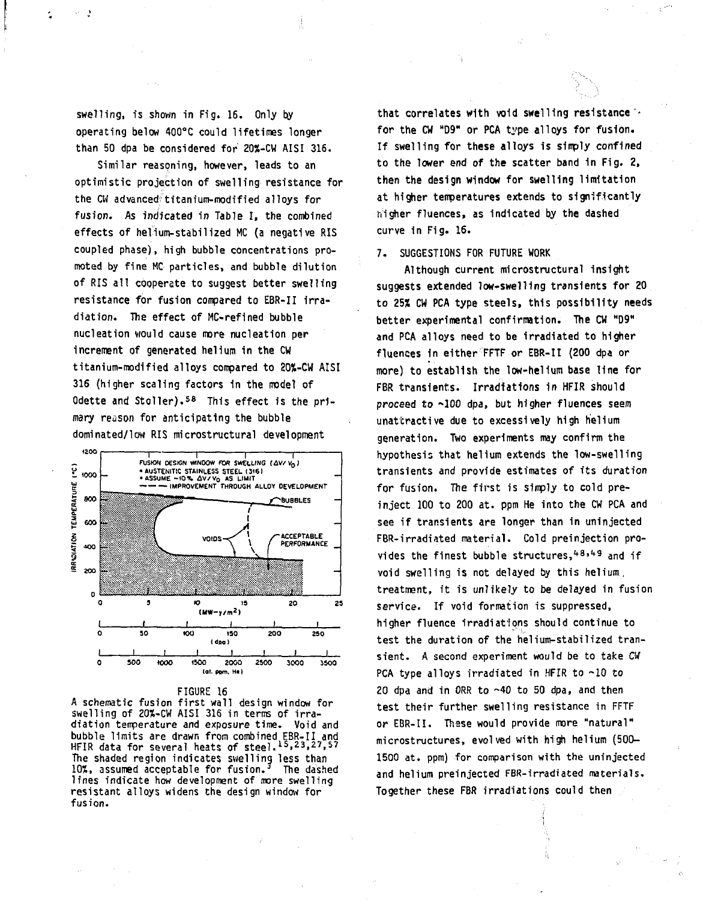swelling, is shown in Fig. 16. Only by operating below 400°C could lifetimes longer than 50 dpa be considered for 20%-CW AISI 316.

Similar reasoning, however, leads to an optimistic projection of swelling resistance for the CW advanced titanium-modified alloys for fusion. As indicated in Table I, the combined effects of helium-stabilized MC (a negative RIS coupled phase), high bubble concentrations promoted by fine MC particles, and bubble dilution of RIS all cooperate to suggest better swelling resistance for fusion compared to EBR-II irradiation. The effect of MC-refined bubble nucleation would cause more nucleation per increment of generated helium in the CW titanium-modified alloys compared to 20%-CW AISI 316 (higher scaling factors in the model of Odette and Stoller).[58] This effect is the primary reason for anticipating the bubble dominated/low RIS microstructural development

FIGURE 16
A schematic fusion first wall design window for swelling of 20%-CW AISI 316 in terms of irradiation temperature and exposure time. Void and bubble limits are drawn from combined EBR-II and HFIR data for several heats of steel.[15,23,27,57] The shaded region indicates swelling less than 10%, assumed acceptable for fusion.[3] The dashed lines indicate how development of more swelling resistant alloys widens the design window for fusion.

that correlates with void swelling resistance for the CW "D9" or PCA type alloys for fusion. If swelling for these alloys is simply confined to the lower end of the scatter band in Fig. 2, then the design window for swelling limitation at higher temperatures extends to significantly higher fluences, as indicated by the dashed curve in Fig. 16.

## 7. SUGGESTIONS FOR FUTURE WORK

Although current microstructural insight suggests extended low-swelling transients for 20 to 25% CW PCA type steels, this possibility needs better experimental confirmation. The CW "D9" and PCA alloys need to be irradiated to higher fluences in either FFTF or EBR-II (200 dpa or more) to establish the low-helium base line for FBR transients. Irradiations in HFIR should proceed to ~100 dpa, but higher fluences seem unattractive due to excessively high helium generation. Two experiments may confirm the hypothesis that helium extends the low-swelling transients and provide estimates of its duration for fusion. The first is simply to cold preinject 100 to 200 at. ppm He into the CW PCA and see if transients are longer than in uninjected FBR-irradiated material. Cold preinjection provides the finest bubble structures,[48,49] and if void swelling is not delayed by this helium treatment, it is *unlikely* to be delayed in fusion service. If void formation is suppressed, higher fluence irradiations should continue to test the duration of the helium-stabilized transient. A second experiment would be to take CW PCA type alloys irradiated in HFIR to ~10 to 20 dpa and in ORR to ~40 to 50 dpa, and then test their further swelling resistance in FFTF or EBR-II. These would provide more "natural" microstructures, evolved with high helium (500–1500 at. ppm) for comparison with the uninjected and helium preinjected FBR-irradiated materials. Together these FBR irradiations could then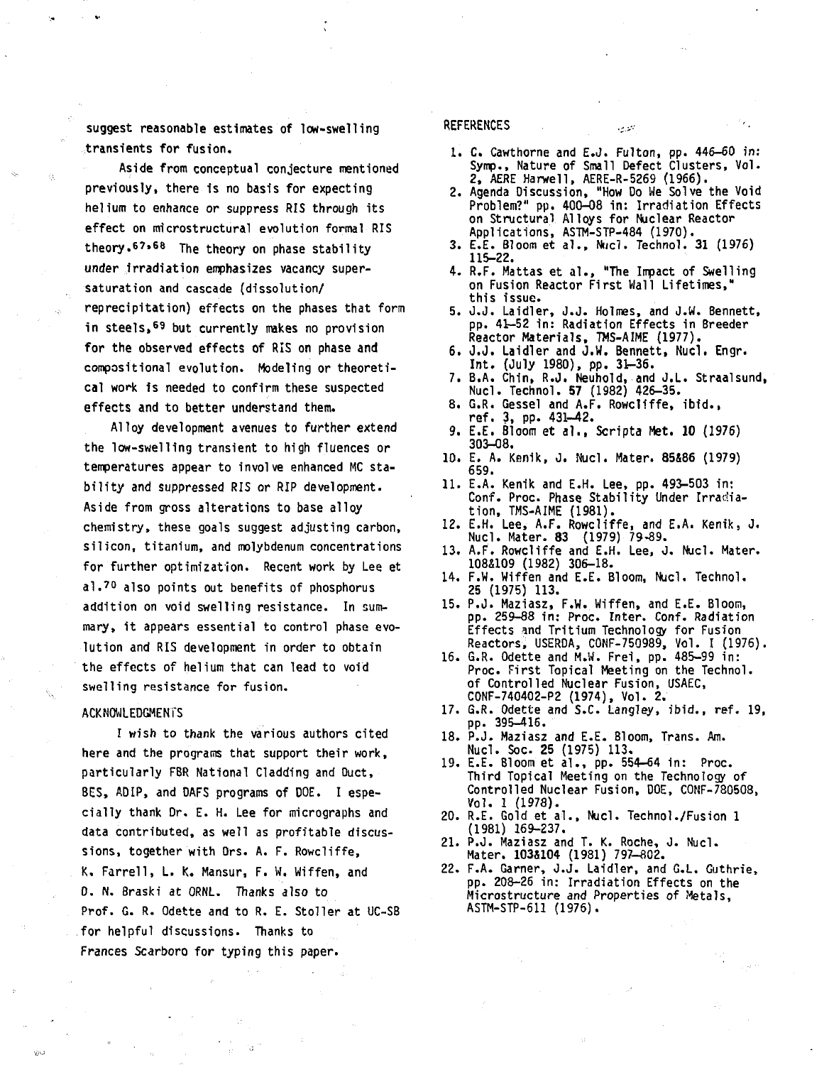suggest reasonable estimates of low-swelling transients for fusion.

Aside from conceptual conjecture mentioned previously, there is no basis for expecting helium to enhance or suppress RIS through its effect on microstructural evolution formal RIS theory.[67,68] The theory on phase stability under irradiation emphasizes vacancy supersaturation and cascade (dissolution/reprecipitation) effects on the phases that form in steels,[69] but currently makes no provision for the observed effects of RIS on phase and compositional evolution. Modeling or theoretical work is needed to confirm these suspected effects and to better understand them.

Alloy development avenues to further extend the low-swelling transient to high fluences or temperatures appear to involve enhanced MC stability and suppressed RIS or RIP development. Aside from gross alterations to base alloy chemistry, these goals suggest adjusting carbon, silicon, titanium, and molybdenum concentrations for further optimization. Recent work by Lee et al.[70] also points out benefits of phosphorus addition on void swelling resistance. In summary, it appears essential to control phase evolution and RIS development in order to obtain the effects of helium that can lead to void swelling resistance for fusion.

## ACKNOWLEDGMENTS

I wish to thank the various authors cited here and the programs that support their work, particularly FBR National Cladding and Duct, BES, ADIP, and DAFS programs of DOE. I especially thank Dr. E. H. Lee for micrographs and data contributed, as well as profitable discussions, together with Drs. A. F. Rowcliffe, K. Farrell, L. K. Mansur, F. W. Wiffen, and D. N. Braski at ORNL. Thanks also to Prof. G. R. Odette and to R. E. Stoller at UC-SB for helpful discussions. Thanks to Frances Scarboro for typing this paper.

## REFERENCES

1. C. Cawthorne and E.J. Fulton, pp. 446–60 in: Symp., Nature of Small Defect Clusters, Vol. 2, AERE Harwell, AERE-R-5269 (1966).
2. Agenda Discussion, "How Do We Solve the Void Problem?" pp. 400–08 in: Irradiation Effects on Structural Alloys for Nuclear Reactor Applications, ASTM-STP-484 (1970).
3. E.E. Bloom et al., Nucl. Technol. 31 (1976) 115–22.
4. R.F. Mattas et al., "The Impact of Swelling on Fusion Reactor First Wall Lifetimes," this issue.
5. J.J. Laidler, J.J. Holmes, and J.W. Bennett, pp. 41–52 in: Radiation Effects in Breeder Reactor Materials, TMS-AIME (1977).
6. J.J. Laidler and J.W. Bennett, Nucl. Engr. Int. (July 1980), pp. 31–36.
7. B.A. Chin, R.J. Neuhold, and J.L. Straalsund, Nucl. Technol. 57 (1982) 426–35.
8. G.R. Gessel and A.F. Rowcliffe, ibid., ref. 3, pp. 431–42.
9. E.E. Bloom et al., Scripta Met. 10 (1976) 303–08.
10. E. A. Kenik, J. Nucl. Mater. 85&86 (1979) 659.
11. E.A. Kenik and E.H. Lee, pp. 493–503 in: Conf. Proc. Phase Stability Under Irradiation, TMS-AIME (1981).
12. E.H. Lee, A.F. Rowcliffe, and E.A. Kenik, J. Nucl. Mater. 83 (1979) 79–89.
13. A.F. Rowcliffe and E.H. Lee, J. Nucl. Mater. 108&109 (1982) 306–18.
14. F.W. Wiffen and E.E. Bloom, Nucl. Technol. 25 (1975) 113.
15. P.J. Maziasz, F.W. Wiffen, and E.E. Bloom, pp. 259–88 in: Proc. Inter. Conf. Radiation Effects and Tritium Technology for Fusion Reactors, USERDA, CONF-750989, Vol. I (1976).
16. G.R. Odette and M.W. Frei, pp. 485–99 in: Proc. First Topical Meeting on the Technol. of Controlled Nuclear Fusion, USAEC, CONF-740402-P2 (1974), Vol. 2.
17. G.R. Odette and S.C. Langley, ibid., ref. 19, pp. 395–416.
18. P.J. Maziasz and E.E. Bloom, Trans. Am. Nucl. Soc. 25 (1975) 113.
19. E.E. Bloom et al., pp. 554–64 in: Proc. Third Topical Meeting on the Technology of Controlled Nuclear Fusion, DOE, CONF-780508, Vol. 1 (1978).
20. R.E. Gold et al., Nucl. Technol./Fusion 1 (1981) 169–237.
21. P.J. Maziasz and T. K. Roche, J. Nucl. Mater. 103&104 (1981) 797–802.
22. F.A. Garner, J.J. Laidler, and G.L. Guthrie, pp. 208–26 in: Irradiation Effects on the Microstructure and Properties of Metals, ASTM-STP-611 (1976).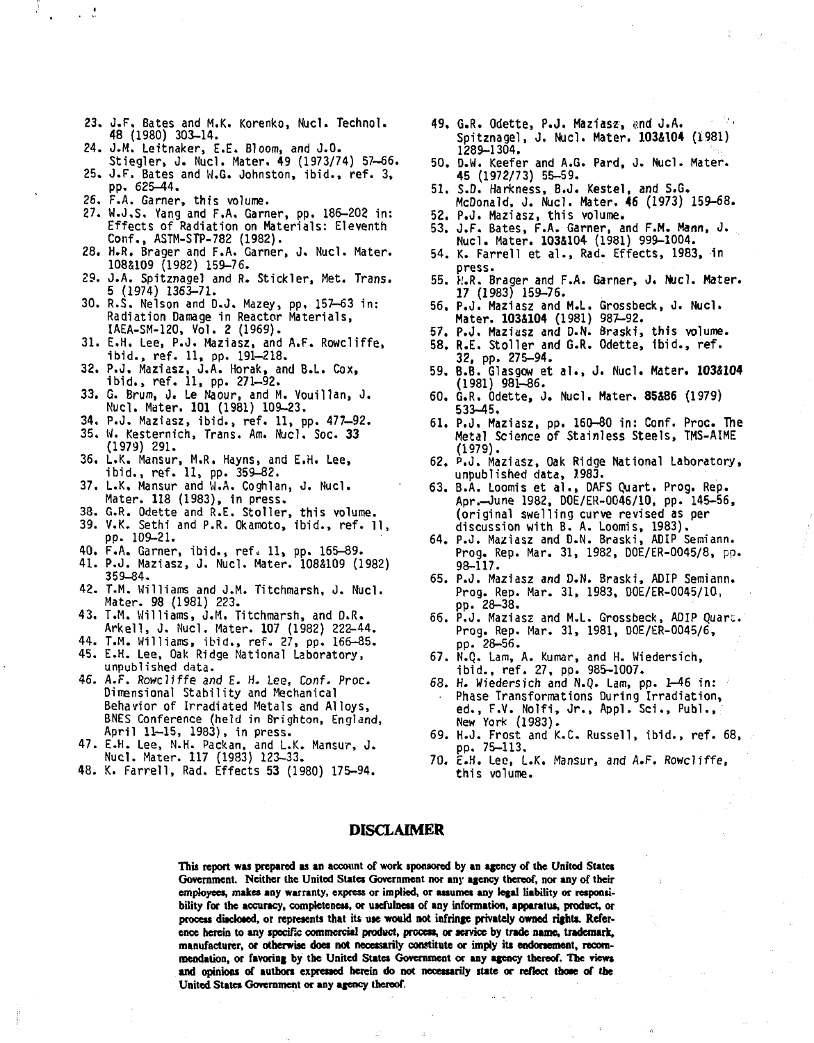23. J.F. Bates and M.K. Korenko, Nucl. Technol. 48 (1980) 303–14.
24. J.M. Leitnaker, E.E. Bloom, and J.O. Stiegler, J. Nucl. Mater. 49 (1973/74) 57–66.
25. J.F. Bates and W.G. Johnston, ibid., ref. 3, pp. 625–44.
26. F.A. Garner, this volume.
27. W.J.S. Yang and F.A. Garner, pp. 186–202 in: Effects of Radiation on Materials: Eleventh Conf., ASTM-STP-782 (1982).
28. H.R. Brager and F.A. Garner, J. Nucl. Mater. 108&109 (1982) 159–76.
29. J.A. Spitznagel and R. Stickler, Met. Trans. 5 (1974) 1363–71.
30. R.S. Nelson and D.J. Mazey, pp. 157–63 in: Radiation Damage in Reactor Materials, IAEA-SM-120, Vol. 2 (1969).
31. E.H. Lee, P.J. Maziasz, and A.F. Rowcliffe, ibid., ref. 11, pp. 191–218.
32. P.J. Maziasz, J.A. Horak, and B.L. Cox, ibid., ref. 11, pp. 271–92.
33. G. Brum, J. Le Naour, and M. Vouillan, J. Nucl. Mater. 101 (1981) 109–23.
34. P.J. Maziasz, ibid., ref. 11, pp. 477–92.
35. W. Kesternich, Trans. Am. Nucl. Soc. 33 (1979) 291.
36. L.K. Mansur, M.R. Hayns, and E.H. Lee, ibid., ref. 11, pp. 359–82.
37. L.K. Mansur and W.A. Coghlan, J. Nucl. Mater. 118 (1983), in press.
38. G.R. Odette and R.E. Stoller, this volume.
39. V.K. Sethi and P.R. Okamoto, ibid., ref. 11, pp. 109–21.
40. F.A. Garner, ibid., ref. 11, pp. 165–89.
41. P.J. Maziasz, J. Nucl. Mater. 108&109 (1982) 359–84.
42. T.M. Williams and J.M. Titchmarsh, J. Nucl. Mater. 98 (1981) 223.
43. T.M. Williams, J.M. Titchmarsh, and D.R. Arkell, J. Nucl. Mater. 107 (1982) 222–44.
44. T.M. Williams, ibid., ref. 27, pp. 166–85.
45. E.H. Lee, Oak Ridge National Laboratory, unpublished data.
46. A.F. Rowcliffe and E. H. Lee, Conf. Proc. Dimensional Stability and Mechanical Behavior of Irradiated Metals and Alloys, BNES Conference (held in Brighton, England, April 11–15, 1983), in press.
47. E.H. Lee, N.H. Packan, and L.K. Mansur, J. Nucl. Mater. 117 (1983) 123–33.
48. K. Farrell, Rad. Effects 53 (1980) 175–94.
49. G.R. Odette, P.J. Maziasz, and J.A. Spitznagel, J. Nucl. Mater. 103&104 (1981) 1289–1304.
50. D.W. Keefer and A.G. Pard, J. Nucl. Mater. 45 (1972/73) 55–59.
51. S.D. Harkness, B.J. Kestel, and S.G. McDonald, J. Nucl. Mater. 46 (1973) 159–68.
52. P.J. Maziasz, this volume.
53. J.F. Bates, F.A. Garner, and F.M. Mann, J. Nucl. Mater. 103&104 (1981) 999–1004.
54. K. Farrell et al., Rad. Effects, 1983, in press.
55. H.R. Brager and F.A. Garner, J. Nucl. Mater. 17 (1983) 159–76.
56. P.J. Maziasz and M.L. Grossbeck, J. Nucl. Mater. 103&104 (1981) 987–92.
57. P.J. Maziasz and D.N. Braski, this volume.
58. R.E. Stoller and G.R. Odette, ibid., ref. 32, pp. 275–94.
59. B.B. Glasgow et al., J. Nucl. Mater. 103&104 (1981) 981–86.
60. G.R. Odette, J. Nucl. Mater. 85&86 (1979) 533–45.
61. P.J. Maziasz, pp. 160–80 in: Conf. Proc. The Metal Science of Stainless Steels, TMS-AIME (1979).
62. P.J. Maziasz, Oak Ridge National Laboratory, unpublished data, 1983.
63. B.A. Loomis et al., DAFS Quart. Prog. Rep. Apr.–June 1982, DOE/ER-0046/10, pp. 145–56, (original swelling curve revised as per discussion with B. A. Loomis, 1983).
64. P.J. Maziasz and D.N. Braski, ADIP Semiann. Prog. Rep. Mar. 31, 1982, DOE/ER-0045/8, pp. 98–117.
65. P.J. Maziasz and D.N. Braski, ADIP Semiann. Prog. Rep. Mar. 31, 1983, DOE/ER-0045/10, pp. 28–38.
66. P.J. Maziasz and M.L. Grossbeck, ADIP Quart. Prog. Rep. Mar. 31, 1981, DOE/ER-0045/6, pp. 28–56.
67. N.Q. Lam, A. Kumar, and H. Wiedersich, ibid., ref. 27, pp. 985–1007.
68. H. Wiedersich and N.Q. Lam, pp. 1–46 in: Phase Transformations During Irradiation, ed., F.V. Nolfi, Jr., Appl. Sci., Publ., New York (1983).
69. H.J. Frost and K.C. Russell, ibid., ref. 68, pp. 75–113.
70. E.H. Lee, L.K. Mansur, and A.F. Rowcliffe, this volume.

## DISCLAIMER

**This report was prepared as an account of work sponsored by an agency of the United States Government. Neither the United States Government nor any agency thereof, nor any of their employees, makes any warranty, express or implied, or assumes any legal liability or responsibility for the accuracy, completeness, or usefulness of any information, apparatus, product, or process disclosed, or represents that its use would not infringe privately owned rights. Reference herein to any specific commercial product, process, or service by trade name, trademark, manufacturer, or otherwise does not necessarily constitute or imply its endorsement, recommendation, or favoring by the United States Government or any agency thereof. The views and opinions of authors expressed herein do not necessarily state or reflect those of the United States Government or any agency thereof.**